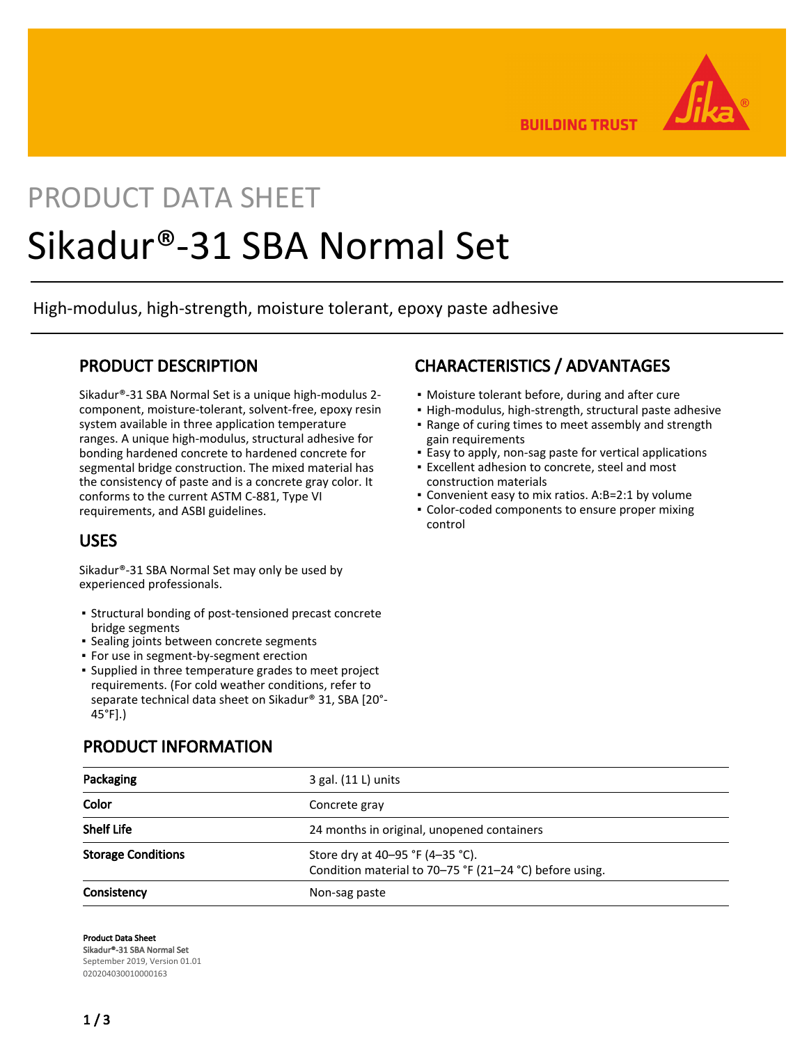# PRODUCT DATA SHEET

# Sikadur®-31 SBA Normal Set

High-modulus, high-strength, moisture tolerant, epoxy paste adhesive

## PRODUCT DESCRIPTION

Sikadur®-31 SBA Normal Set is a unique high-modulus 2-component, moisture-tolerant, solvent-free, epoxy resin system available in three application temperature ranges. A unique high-modulus, structural adhesive for bonding hardened concrete to hardened concrete for segmental bridge construction. The mixed material has the consistency of paste and is a concrete gray color. It conforms to the current ASTM C-881, Type VI requirements, and ASBI guidelines.

## USES

Sikadur®-31 SBA Normal Set may only be used by experienced professionals.

- Structural bonding of post-tensioned precast concrete bridge segments
- Sealing joints between concrete segments
- For use in segment-by-segment erection
- Supplied in three temperature grades to meet project requirements. (For cold weather conditions, refer to separate technical data sheet on Sikadur® 31, SBA [20°-45°F].)

## CHARACTERISTICS / ADVANTAGES

- Moisture tolerant before, during and after cure
- High-modulus, high-strength, structural paste adhesive
- Range of curing times to meet assembly and strength gain requirements
- Easy to apply, non-sag paste for vertical applications
- Excellent adhesion to concrete, steel and most construction materials
- Convenient easy to mix ratios. A:B=2:1 by volume
- Color-coded components to ensure proper mixing control

## PRODUCT INFORMATION

| | |
|---|---|
| **Packaging** | 3 gal. (11 L) units |
| **Color** | Concrete gray |
| **Shelf Life** | 24 months in original, unopened containers |
| **Storage Conditions** | Store dry at 40–95 °F (4–35 °C).<br>Condition material to 70–75 °F (21–24 °C) before using. |
| **Consistency** | Non-sag paste |

**Product Data Sheet**
**Sikadur®-31 SBA Normal Set**
September 2019, Version 01.01
020204030010000163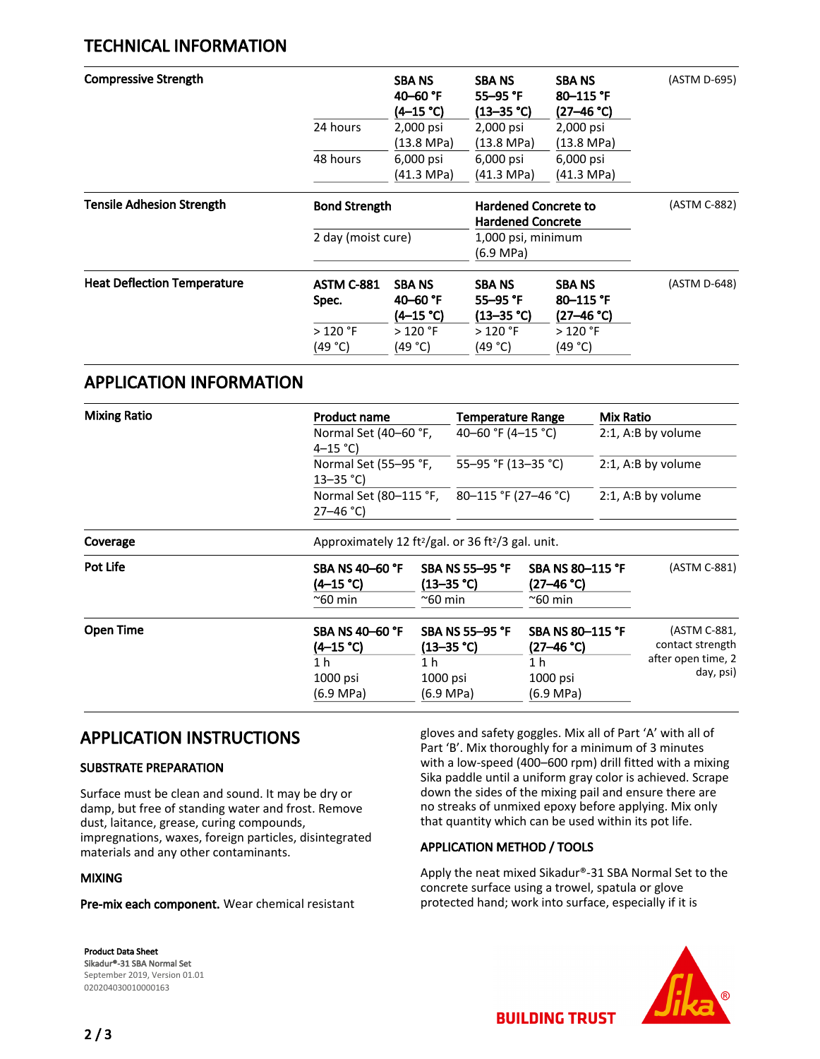## TECHNICAL INFORMATION

**Compressive Strength** (ASTM D-695)

| | SBA NS 40–60 °F (4–15 °C) | SBA NS 55–95 °F (13–35 °C) | SBA NS 80–115 °F (27–46 °C) |
|---|---|---|---|
| 24 hours | 2,000 psi (13.8 MPa) | 2,000 psi (13.8 MPa) | 2,000 psi (13.8 MPa) |
| 48 hours | 6,000 psi (41.3 MPa) | 6,000 psi (41.3 MPa) | 6,000 psi (41.3 MPa) |

**Tensile Adhesion Strength** (ASTM C-882)

| Bond Strength | Hardened Concrete to Hardened Concrete |
|---|---|
| 2 day (moist cure) | 1,000 psi, minimum (6.9 MPa) |

**Heat Deflection Temperature** (ASTM D-648)

| ASTM C-881 Spec. | SBA NS 40–60 °F (4–15 °C) | SBA NS 55–95 °F (13–35 °C) | SBA NS 80–115 °F (27–46 °C) |
|---|---|---|---|
| > 120 °F (49 °C) | > 120 °F (49 °C) | > 120 °F (49 °C) | > 120 °F (49 °C) |

## APPLICATION INFORMATION

**Mixing Ratio**

| Product name | Temperature Range | Mix Ratio |
|---|---|---|
| Normal Set (40–60 °F, 4–15 °C) | 40–60 °F (4–15 °C) | 2:1, A:B by volume |
| Normal Set (55–95 °F, 13–35 °C) | 55–95 °F (13–35 °C) | 2:1, A:B by volume |
| Normal Set (80–115 °F, 27–46 °C) | 80–115 °F (27–46 °C) | 2:1, A:B by volume |

**Coverage**

Approximately 12 ft²/gal. or 36 ft²/3 gal. unit.

**Pot Life** (ASTM C-881)

| SBA NS 40–60 °F (4–15 °C) | SBA NS 55–95 °F (13–35 °C) | SBA NS 80–115 °F (27–46 °C) |
|---|---|---|
| ~60 min | ~60 min | ~60 min |

**Open Time** (ASTM C-881, contact strength after open time, 2 day, psi)

| SBA NS 40–60 °F (4–15 °C) | SBA NS 55–95 °F (13–35 °C) | SBA NS 80–115 °F (27–46 °C) |
|---|---|---|
| 1 h 1000 psi (6.9 MPa) | 1 h 1000 psi (6.9 MPa) | 1 h 1000 psi (6.9 MPa) |

## APPLICATION INSTRUCTIONS

### SUBSTRATE PREPARATION

Surface must be clean and sound. It may be dry or damp, but free of standing water and frost. Remove dust, laitance, grease, curing compounds, impregnations, waxes, foreign particles, disintegrated materials and any other contaminants.

### MIXING

**Pre-mix each component.** Wear chemical resistant gloves and safety goggles. Mix all of Part 'A' with all of Part 'B'. Mix thoroughly for a minimum of 3 minutes with a low-speed (400–600 rpm) drill fitted with a mixing Sika paddle until a uniform gray color is achieved. Scrape down the sides of the mixing pail and ensure there are no streaks of unmixed epoxy before applying. Mix only that quantity which can be used within its pot life.

### APPLICATION METHOD / TOOLS

Apply the neat mixed Sikadur®-31 SBA Normal Set to the concrete surface using a trowel, spatula or glove protected hand; work into surface, especially if it is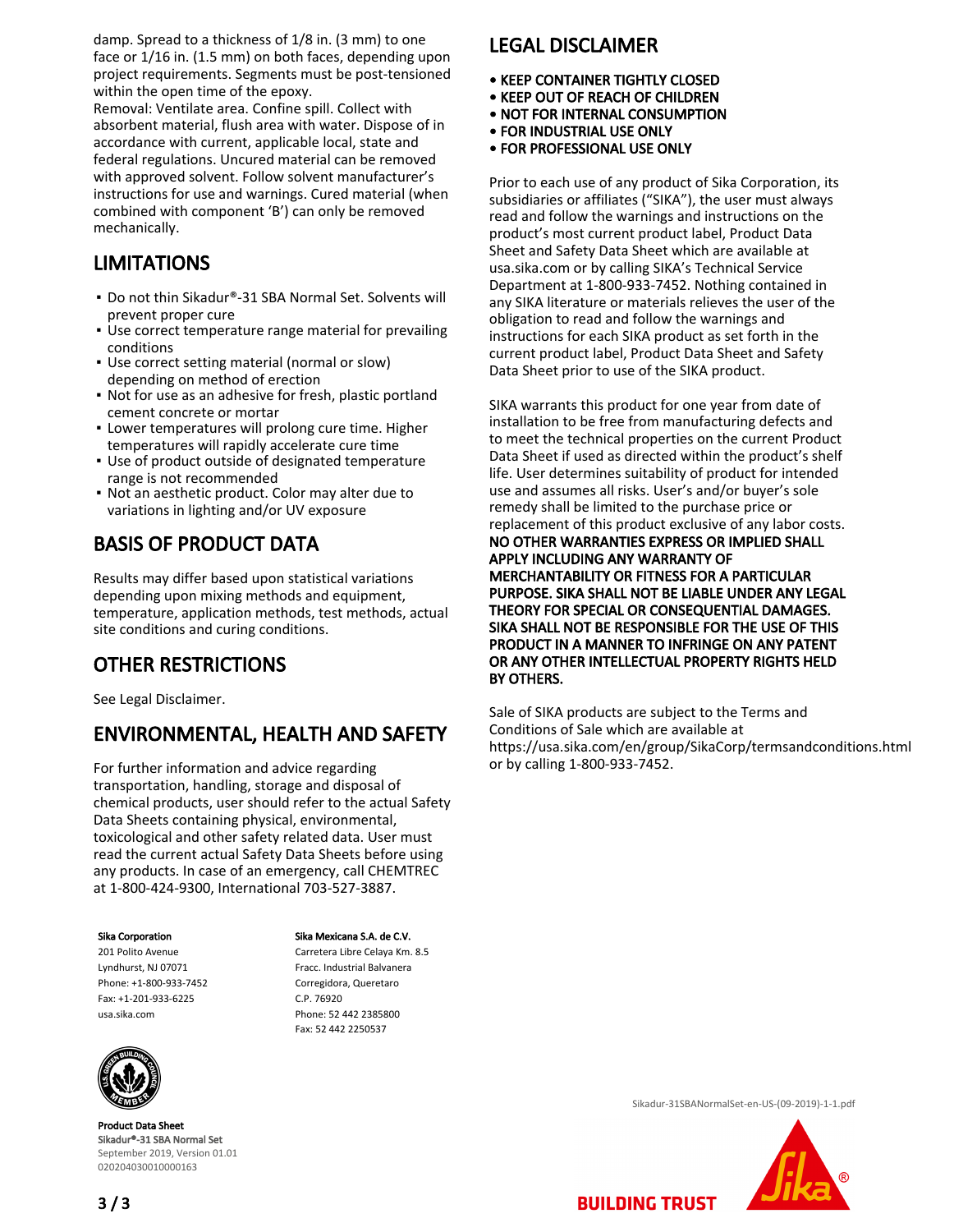damp. Spread to a thickness of 1/8 in. (3 mm) to one face or 1/16 in. (1.5 mm) on both faces, depending upon project requirements. Segments must be post-tensioned within the open time of the epoxy.
Removal: Ventilate area. Confine spill. Collect with absorbent material, flush area with water. Dispose of in accordance with current, applicable local, state and federal regulations. Uncured material can be removed with approved solvent. Follow solvent manufacturer's instructions for use and warnings. Cured material (when combined with component 'B') can only be removed mechanically.

## LIMITATIONS

- Do not thin Sikadur®-31 SBA Normal Set. Solvents will prevent proper cure
- Use correct temperature range material for prevailing conditions
- Use correct setting material (normal or slow) depending on method of erection
- Not for use as an adhesive for fresh, plastic portland cement concrete or mortar
- Lower temperatures will prolong cure time. Higher temperatures will rapidly accelerate cure time
- Use of product outside of designated temperature range is not recommended
- Not an aesthetic product. Color may alter due to variations in lighting and/or UV exposure

## BASIS OF PRODUCT DATA

Results may differ based upon statistical variations depending upon mixing methods and equipment, temperature, application methods, test methods, actual site conditions and curing conditions.

## OTHER RESTRICTIONS

See Legal Disclaimer.

## ENVIRONMENTAL, HEALTH AND SAFETY

For further information and advice regarding transportation, handling, storage and disposal of chemical products, user should refer to the actual Safety Data Sheets containing physical, environmental, toxicological and other safety related data. User must read the current actual Safety Data Sheets before using any products. In case of an emergency, call CHEMTREC at 1-800-424-9300, International 703-527-3887.

## LEGAL DISCLAIMER

- **KEEP CONTAINER TIGHTLY CLOSED**
- **KEEP OUT OF REACH OF CHILDREN**
- **NOT FOR INTERNAL CONSUMPTION**
- **FOR INDUSTRIAL USE ONLY**
- **FOR PROFESSIONAL USE ONLY**

Prior to each use of any product of Sika Corporation, its subsidiaries or affiliates ("SIKA"), the user must always read and follow the warnings and instructions on the product's most current product label, Product Data Sheet and Safety Data Sheet which are available at usa.sika.com or by calling SIKA's Technical Service Department at 1-800-933-7452. Nothing contained in any SIKA literature or materials relieves the user of the obligation to read and follow the warnings and instructions for each SIKA product as set forth in the current product label, Product Data Sheet and Safety Data Sheet prior to use of the SIKA product.

SIKA warrants this product for one year from date of installation to be free from manufacturing defects and to meet the technical properties on the current Product Data Sheet if used as directed within the product's shelf life. User determines suitability of product for intended use and assumes all risks. User's and/or buyer's sole remedy shall be limited to the purchase price or replacement of this product exclusive of any labor costs. **NO OTHER WARRANTIES EXPRESS OR IMPLIED SHALL APPLY INCLUDING ANY WARRANTY OF MERCHANTABILITY OR FITNESS FOR A PARTICULAR PURPOSE. SIKA SHALL NOT BE LIABLE UNDER ANY LEGAL THEORY FOR SPECIAL OR CONSEQUENTIAL DAMAGES. SIKA SHALL NOT BE RESPONSIBLE FOR THE USE OF THIS PRODUCT IN A MANNER TO INFRINGE ON ANY PATENT OR ANY OTHER INTELLECTUAL PROPERTY RIGHTS HELD BY OTHERS.**

Sale of SIKA products are subject to the Terms and Conditions of Sale which are available at https://usa.sika.com/en/group/SikaCorp/termsandconditions.html or by calling 1-800-933-7452.

**Sika Corporation**
201 Polito Avenue
Lyndhurst, NJ 07071
Phone: +1-800-933-7452
Fax: +1-201-933-6225
usa.sika.com

**Sika Mexicana S.A. de C.V.**
Carretera Libre Celaya Km. 8.5
Fracc. Industrial Balvanera
Corregidora, Queretaro
C.P. 76920
Phone: 52 442 2385800
Fax: 52 442 2250537

**Product Data Sheet**
**Sikadur®-31 SBA Normal Set**
September 2019, Version 01.01
020204030010000163

Sikadur-31SBANormalSet-en-US-(09-2019)-1-1.pdf

BUILDING TRUST